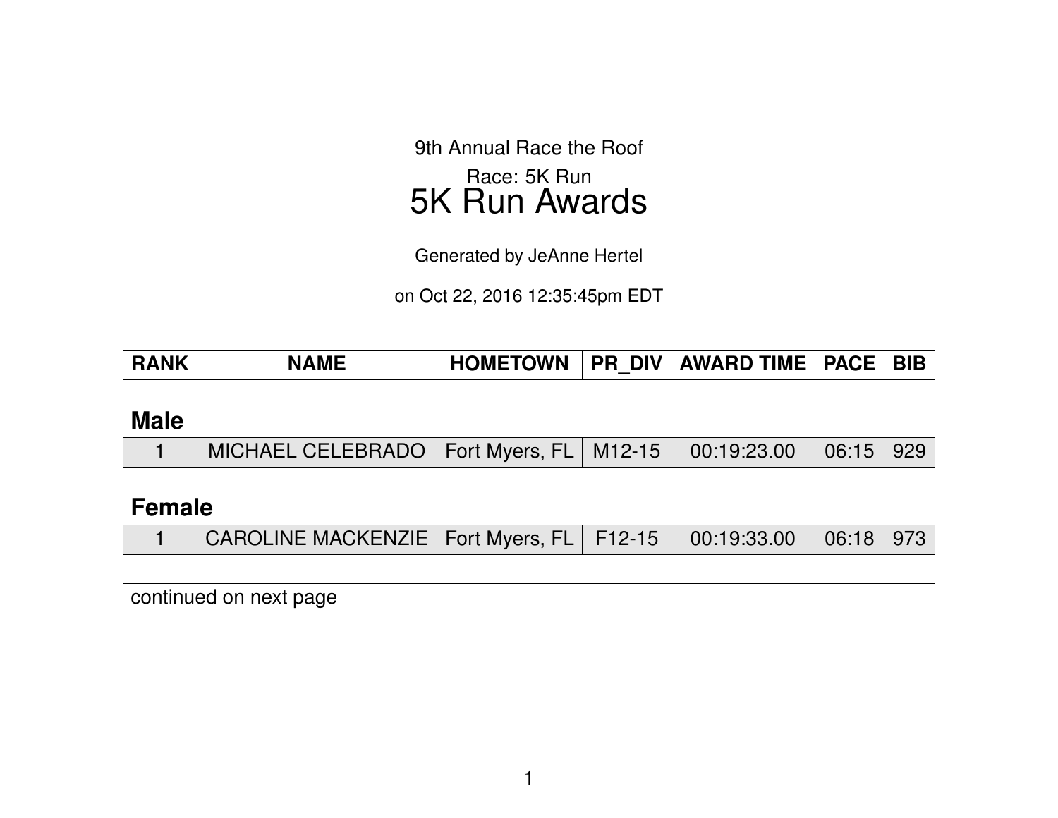9th Annual Race the Roof

Race: 5K Run

# 5K Run Awards

Generated by JeAnne Hertel

on Oct 22, 2016 12:35:45pm EDT

| RANK | NAME | HOMETOWN | PR_DIV | AWARD TIME | PACE | BIB |
|---|---|---|---|---|---|---|
| **Male** | | | | | | |
| 1 | MICHAEL CELEBRADO | Fort Myers, FL | M12-15 | 00:19:23.00 | 06:15 | 929 |
| **Female** | | | | | | |
| 1 | CAROLINE MACKENZIE | Fort Myers, FL | F12-15 | 00:19:33.00 | 06:18 | 973 |

continued on next page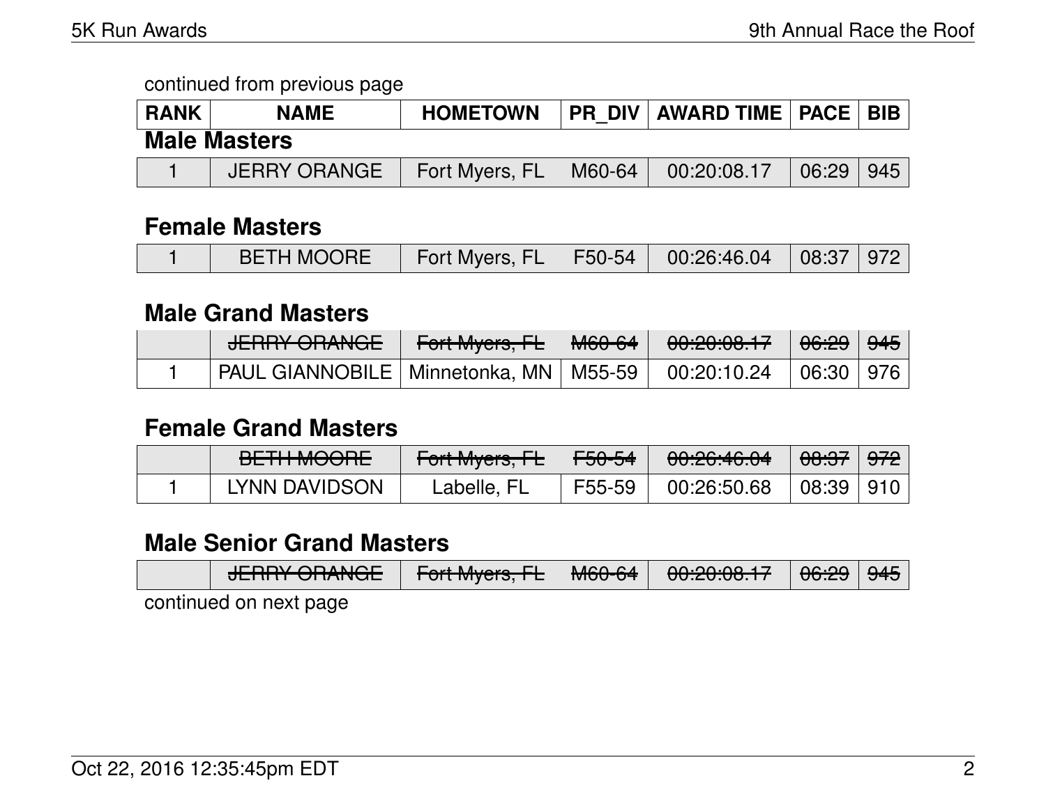continued from previous page

| RANK | NAME | HOMETOWN | PR_DIV | AWARD TIME | PACE | BIB |
|---|---|---|---|---|---|---|

### Male Masters

| RANK | NAME | HOMETOWN | PR_DIV | AWARD TIME | PACE | BIB |
|---|---|---|---|---|---|---|
| 1 | JERRY ORANGE | Fort Myers, FL | M60-64 | 00:20:08.17 | 06:29 | 945 |

### Female Masters

| RANK | NAME | HOMETOWN | PR_DIV | AWARD TIME | PACE | BIB |
|---|---|---|---|---|---|---|
| 1 | BETH MOORE | Fort Myers, FL | F50-54 | 00:26:46.04 | 08:37 | 972 |

### Male Grand Masters

| RANK | NAME | HOMETOWN | PR_DIV | AWARD TIME | PACE | BIB |
|---|---|---|---|---|---|---|
| | ~~JERRY ORANGE~~ | ~~Fort Myers, FL~~ | ~~M60-64~~ | ~~00:20:08.17~~ | ~~06:29~~ | ~~945~~ |
| 1 | PAUL GIANNOBILE | Minnetonka, MN | M55-59 | 00:20:10.24 | 06:30 | 976 |

### Female Grand Masters

| RANK | NAME | HOMETOWN | PR_DIV | AWARD TIME | PACE | BIB |
|---|---|---|---|---|---|---|
| | ~~BETH MOORE~~ | ~~Fort Myers, FL~~ | ~~F50-54~~ | ~~00:26:46.04~~ | ~~08:37~~ | ~~972~~ |
| 1 | LYNN DAVIDSON | Labelle, FL | F55-59 | 00:26:50.68 | 08:39 | 910 |

### Male Senior Grand Masters

| RANK | NAME | HOMETOWN | PR_DIV | AWARD TIME | PACE | BIB |
|---|---|---|---|---|---|---|
| | ~~JERRY ORANGE~~ | ~~Fort Myers, FL~~ | ~~M60-64~~ | ~~00:20:08.17~~ | ~~06:29~~ | ~~945~~ |

continued on next page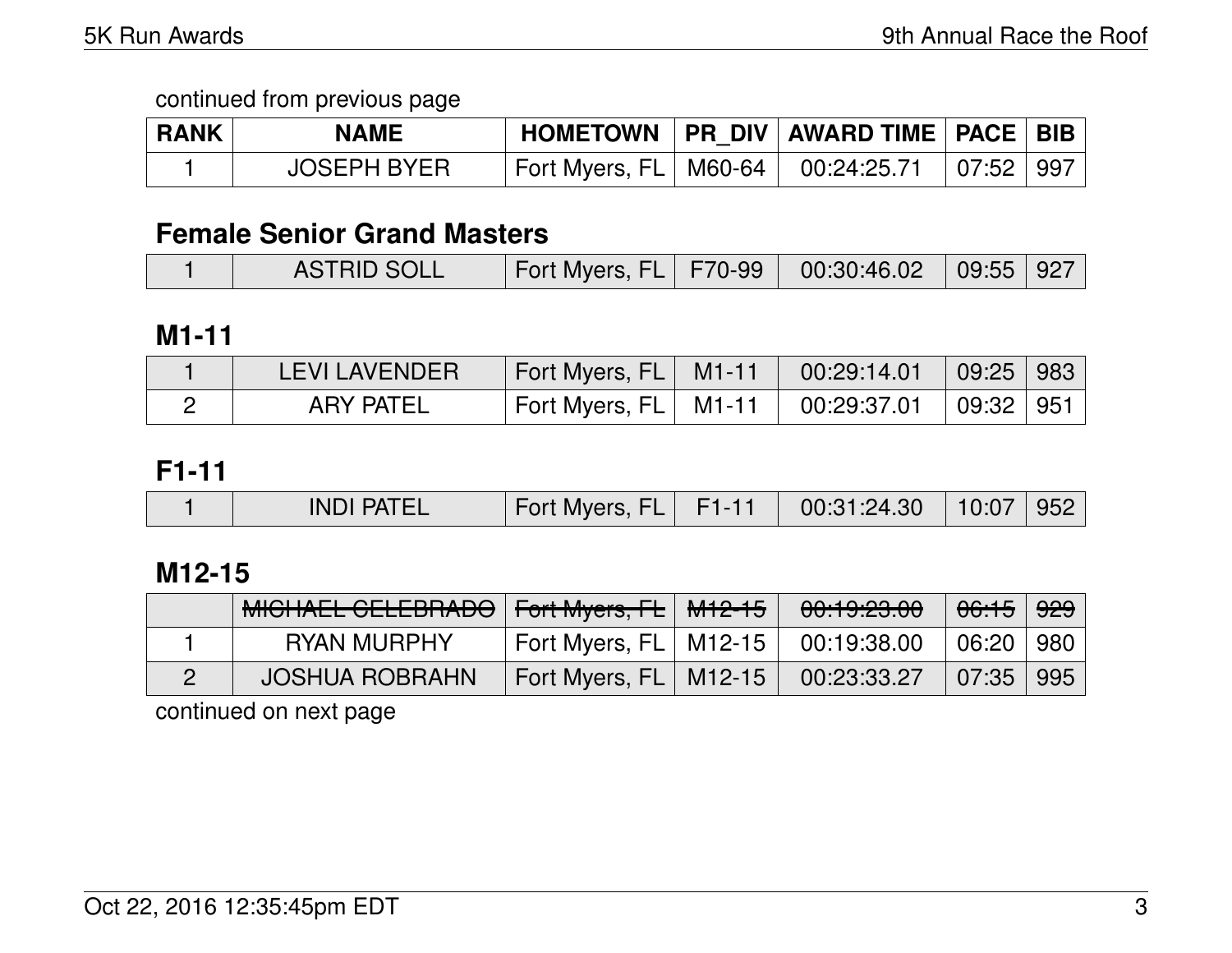continued from previous page

| RANK | NAME | HOMETOWN | PR_DIV | AWARD TIME | PACE | BIB |
|---|---|---|---|---|---|---|
| 1 | JOSEPH BYER | Fort Myers, FL | M60-64 | 00:24:25.71 | 07:52 | 997 |

## Female Senior Grand Masters

| RANK | NAME | HOMETOWN | PR_DIV | AWARD TIME | PACE | BIB |
|---|---|---|---|---|---|---|
| 1 | ASTRID SOLL | Fort Myers, FL | F70-99 | 00:30:46.02 | 09:55 | 927 |

## M1-11

| RANK | NAME | HOMETOWN | PR_DIV | AWARD TIME | PACE | BIB |
|---|---|---|---|---|---|---|
| 1 | LEVI LAVENDER | Fort Myers, FL | M1-11 | 00:29:14.01 | 09:25 | 983 |
| 2 | ARY PATEL | Fort Myers, FL | M1-11 | 00:29:37.01 | 09:32 | 951 |

## F1-11

| RANK | NAME | HOMETOWN | PR_DIV | AWARD TIME | PACE | BIB |
|---|---|---|---|---|---|---|
| 1 | INDI PATEL | Fort Myers, FL | F1-11 | 00:31:24.30 | 10:07 | 952 |

## M12-15

| RANK | NAME | HOMETOWN | PR_DIV | AWARD TIME | PACE | BIB |
|---|---|---|---|---|---|---|
| | ~~MICHAEL CELEBRADO~~ | ~~Fort Myers, FL~~ | ~~M12-15~~ | ~~00:19:23.00~~ | ~~06:15~~ | ~~929~~ |
| 1 | RYAN MURPHY | Fort Myers, FL | M12-15 | 00:19:38.00 | 06:20 | 980 |
| 2 | JOSHUA ROBRAHN | Fort Myers, FL | M12-15 | 00:23:33.27 | 07:35 | 995 |

continued on next page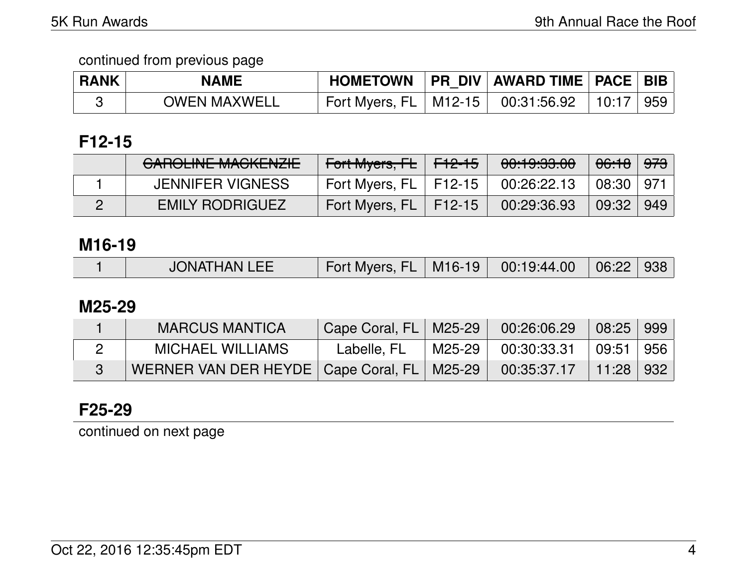continued from previous page

| RANK | NAME | HOMETOWN | PR_DIV | AWARD TIME | PACE | BIB |
|---|---|---|---|---|---|---|
| 3 | OWEN MAXWELL | Fort Myers, FL | M12-15 | 00:31:56.92 | 10:17 | 959 |

## F12-15

| RANK | NAME | HOMETOWN | PR_DIV | AWARD TIME | PACE | BIB |
|---|---|---|---|---|---|---|
| | ~~CAROLINE MACKENZIE~~ | ~~Fort Myers, FL~~ | ~~F12-15~~ | ~~00:19:33.00~~ | ~~06:18~~ | ~~973~~ |
| 1 | JENNIFER VIGNESS | Fort Myers, FL | F12-15 | 00:26:22.13 | 08:30 | 971 |
| 2 | EMILY RODRIGUEZ | Fort Myers, FL | F12-15 | 00:29:36.93 | 09:32 | 949 |

## M16-19

| RANK | NAME | HOMETOWN | PR_DIV | AWARD TIME | PACE | BIB |
|---|---|---|---|---|---|---|
| 1 | JONATHAN LEE | Fort Myers, FL | M16-19 | 00:19:44.00 | 06:22 | 938 |

## M25-29

| RANK | NAME | HOMETOWN | PR_DIV | AWARD TIME | PACE | BIB |
|---|---|---|---|---|---|---|
| 1 | MARCUS MANTICA | Cape Coral, FL | M25-29 | 00:26:06.29 | 08:25 | 999 |
| 2 | MICHAEL WILLIAMS | Labelle, FL | M25-29 | 00:30:33.31 | 09:51 | 956 |
| 3 | WERNER VAN DER HEYDE | Cape Coral, FL | M25-29 | 00:35:37.17 | 11:28 | 932 |

## F25-29

continued on next page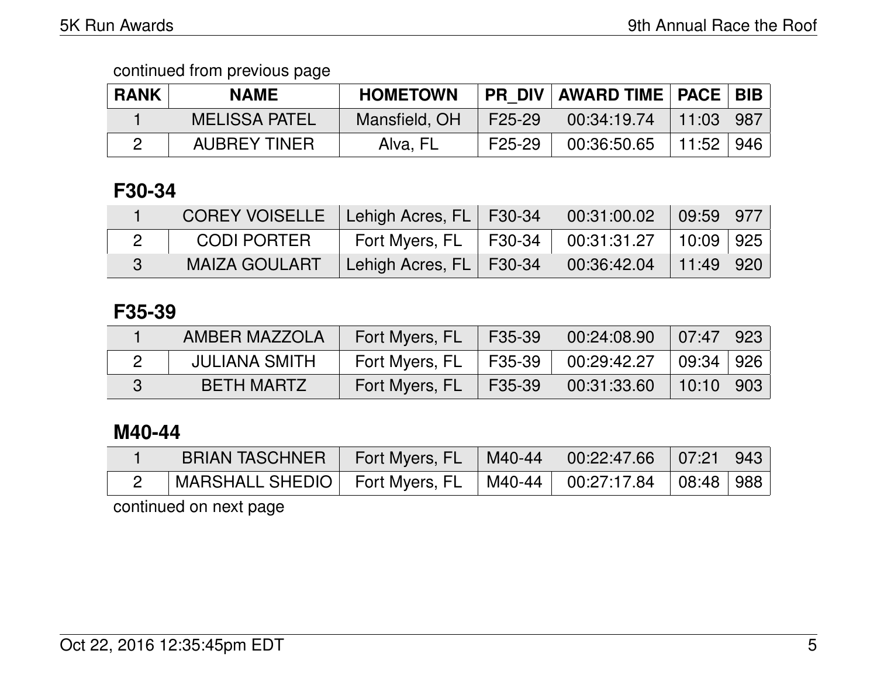continued from previous page

| RANK | NAME | HOMETOWN | PR_DIV | AWARD TIME | PACE | BIB |
|---|---|---|---|---|---|---|
| 1 | MELISSA PATEL | Mansfield, OH | F25-29 | 00:34:19.74 | 11:03 | 987 |
| 2 | AUBREY TINER | Alva, FL | F25-29 | 00:36:50.65 | 11:52 | 946 |

## F30-34

| RANK | NAME | HOMETOWN | PR_DIV | AWARD TIME | PACE | BIB |
|---|---|---|---|---|---|---|
| 1 | COREY VOISELLE | Lehigh Acres, FL | F30-34 | 00:31:00.02 | 09:59 | 977 |
| 2 | CODI PORTER | Fort Myers, FL | F30-34 | 00:31:31.27 | 10:09 | 925 |
| 3 | MAIZA GOULART | Lehigh Acres, FL | F30-34 | 00:36:42.04 | 11:49 | 920 |

## F35-39

| RANK | NAME | HOMETOWN | PR_DIV | AWARD TIME | PACE | BIB |
|---|---|---|---|---|---|---|
| 1 | AMBER MAZZOLA | Fort Myers, FL | F35-39 | 00:24:08.90 | 07:47 | 923 |
| 2 | JULIANA SMITH | Fort Myers, FL | F35-39 | 00:29:42.27 | 09:34 | 926 |
| 3 | BETH MARTZ | Fort Myers, FL | F35-39 | 00:31:33.60 | 10:10 | 903 |

## M40-44

| RANK | NAME | HOMETOWN | PR_DIV | AWARD TIME | PACE | BIB |
|---|---|---|---|---|---|---|
| 1 | BRIAN TASCHNER | Fort Myers, FL | M40-44 | 00:22:47.66 | 07:21 | 943 |
| 2 | MARSHALL SHEDIO | Fort Myers, FL | M40-44 | 00:27:17.84 | 08:48 | 988 |

continued on next page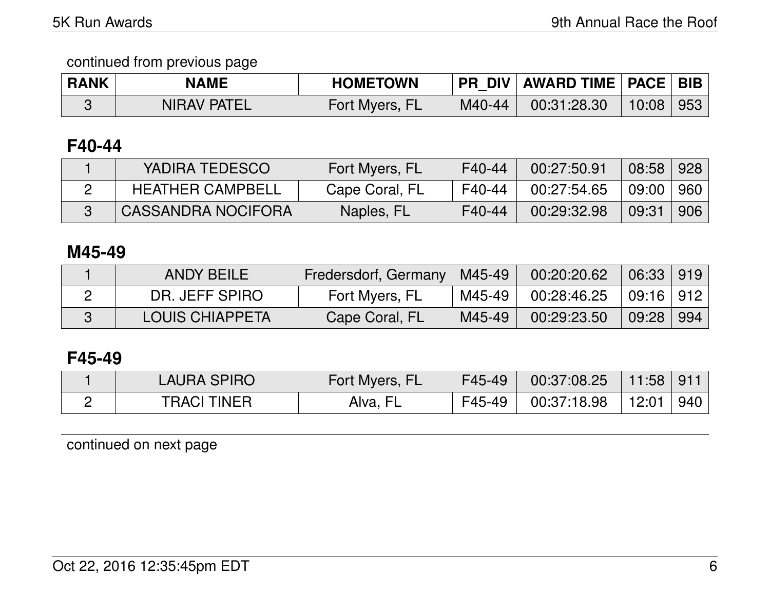continued from previous page

| RANK | NAME | HOMETOWN | PR_DIV | AWARD TIME | PACE | BIB |
|---|---|---|---|---|---|---|
| 3 | NIRAV PATEL | Fort Myers, FL | M40-44 | 00:31:28.30 | 10:08 | 953 |

## F40-44

| RANK | NAME | HOMETOWN | PR_DIV | AWARD TIME | PACE | BIB |
|---|---|---|---|---|---|---|
| 1 | YADIRA TEDESCO | Fort Myers, FL | F40-44 | 00:27:50.91 | 08:58 | 928 |
| 2 | HEATHER CAMPBELL | Cape Coral, FL | F40-44 | 00:27:54.65 | 09:00 | 960 |
| 3 | CASSANDRA NOCIFORA | Naples, FL | F40-44 | 00:29:32.98 | 09:31 | 906 |

## M45-49

| RANK | NAME | HOMETOWN | PR_DIV | AWARD TIME | PACE | BIB |
|---|---|---|---|---|---|---|
| 1 | ANDY BEILE | Fredersdorf, Germany | M45-49 | 00:20:20.62 | 06:33 | 919 |
| 2 | DR. JEFF SPIRO | Fort Myers, FL | M45-49 | 00:28:46.25 | 09:16 | 912 |
| 3 | LOUIS CHIAPPETA | Cape Coral, FL | M45-49 | 00:29:23.50 | 09:28 | 994 |

## F45-49

| RANK | NAME | HOMETOWN | PR_DIV | AWARD TIME | PACE | BIB |
|---|---|---|---|---|---|---|
| 1 | LAURA SPIRO | Fort Myers, FL | F45-49 | 00:37:08.25 | 11:58 | 911 |
| 2 | TRACI TINER | Alva, FL | F45-49 | 00:37:18.98 | 12:01 | 940 |

continued on next page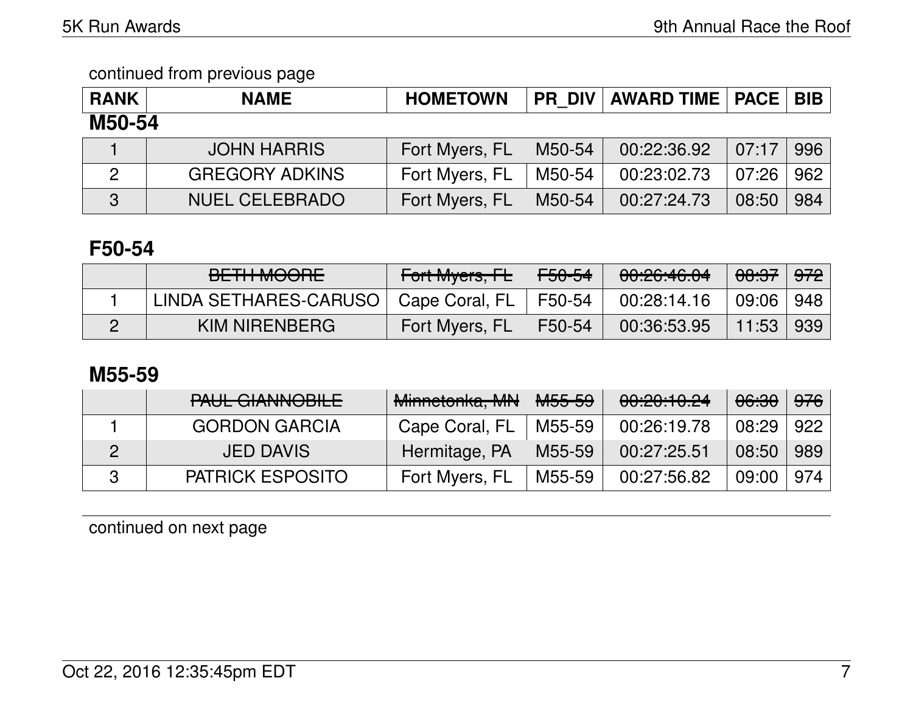continued from previous page

| RANK | NAME | HOMETOWN | PR_DIV | AWARD TIME | PACE | BIB |
|---|---|---|---|---|---|---|

## M50-54

| RANK | NAME | HOMETOWN | PR_DIV | AWARD TIME | PACE | BIB |
|---|---|---|---|---|---|---|
| 1 | JOHN HARRIS | Fort Myers, FL | M50-54 | 00:22:36.92 | 07:17 | 996 |
| 2 | GREGORY ADKINS | Fort Myers, FL | M50-54 | 00:23:02.73 | 07:26 | 962 |
| 3 | NUEL CELEBRADO | Fort Myers, FL | M50-54 | 00:27:24.73 | 08:50 | 984 |

## F50-54

| RANK | NAME | HOMETOWN | PR_DIV | AWARD TIME | PACE | BIB |
|---|---|---|---|---|---|---|
| | ~~BETH MOORE~~ | ~~Fort Myers, FL~~ | ~~F50-54~~ | ~~00:26:46.04~~ | ~~08:37~~ | ~~972~~ |
| 1 | LINDA SETHARES-CARUSO | Cape Coral, FL | F50-54 | 00:28:14.16 | 09:06 | 948 |
| 2 | KIM NIRENBERG | Fort Myers, FL | F50-54 | 00:36:53.95 | 11:53 | 939 |

## M55-59

| RANK | NAME | HOMETOWN | PR_DIV | AWARD TIME | PACE | BIB |
|---|---|---|---|---|---|---|
| | ~~PAUL GIANNOBILE~~ | ~~Minnetonka, MN~~ | ~~M55-59~~ | ~~00:20:10.24~~ | ~~06:30~~ | ~~976~~ |
| 1 | GORDON GARCIA | Cape Coral, FL | M55-59 | 00:26:19.78 | 08:29 | 922 |
| 2 | JED DAVIS | Hermitage, PA | M55-59 | 00:27:25.51 | 08:50 | 989 |
| 3 | PATRICK ESPOSITO | Fort Myers, FL | M55-59 | 00:27:56.82 | 09:00 | 974 |

continued on next page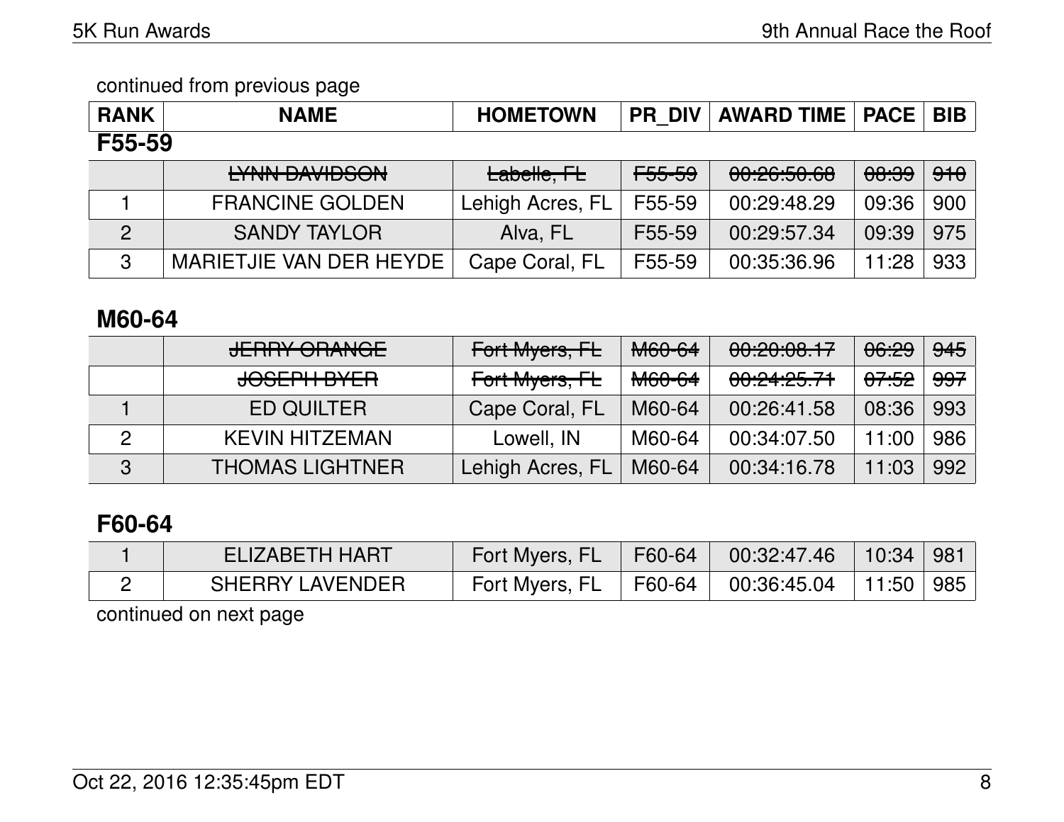continued from previous page

| RANK | NAME | HOMETOWN | PR_DIV | AWARD TIME | PACE | BIB |
|---|---|---|---|---|---|---|

## F55-59

| RANK | NAME | HOMETOWN | PR_DIV | AWARD TIME | PACE | BIB |
|---|---|---|---|---|---|---|
| | ~~LYNN DAVIDSON~~ | ~~Labelle, FL~~ | ~~F55-59~~ | ~~00:26:50.68~~ | ~~08:39~~ | ~~910~~ |
| 1 | FRANCINE GOLDEN | Lehigh Acres, FL | F55-59 | 00:29:48.29 | 09:36 | 900 |
| 2 | SANDY TAYLOR | Alva, FL | F55-59 | 00:29:57.34 | 09:39 | 975 |
| 3 | MARIETJIE VAN DER HEYDE | Cape Coral, FL | F55-59 | 00:35:36.96 | 11:28 | 933 |

## M60-64

| RANK | NAME | HOMETOWN | PR_DIV | AWARD TIME | PACE | BIB |
|---|---|---|---|---|---|---|
| | ~~JERRY ORANGE~~ | ~~Fort Myers, FL~~ | ~~M60-64~~ | ~~00:20:08.17~~ | ~~06:29~~ | ~~945~~ |
| | ~~JOSEPH BYER~~ | ~~Fort Myers, FL~~ | ~~M60-64~~ | ~~00:24:25.71~~ | ~~07:52~~ | ~~997~~ |
| 1 | ED QUILTER | Cape Coral, FL | M60-64 | 00:26:41.58 | 08:36 | 993 |
| 2 | KEVIN HITZEMAN | Lowell, IN | M60-64 | 00:34:07.50 | 11:00 | 986 |
| 3 | THOMAS LIGHTNER | Lehigh Acres, FL | M60-64 | 00:34:16.78 | 11:03 | 992 |

## F60-64

| RANK | NAME | HOMETOWN | PR_DIV | AWARD TIME | PACE | BIB |
|---|---|---|---|---|---|---|
| 1 | ELIZABETH HART | Fort Myers, FL | F60-64 | 00:32:47.46 | 10:34 | 981 |
| 2 | SHERRY LAVENDER | Fort Myers, FL | F60-64 | 00:36:45.04 | 11:50 | 985 |

continued on next page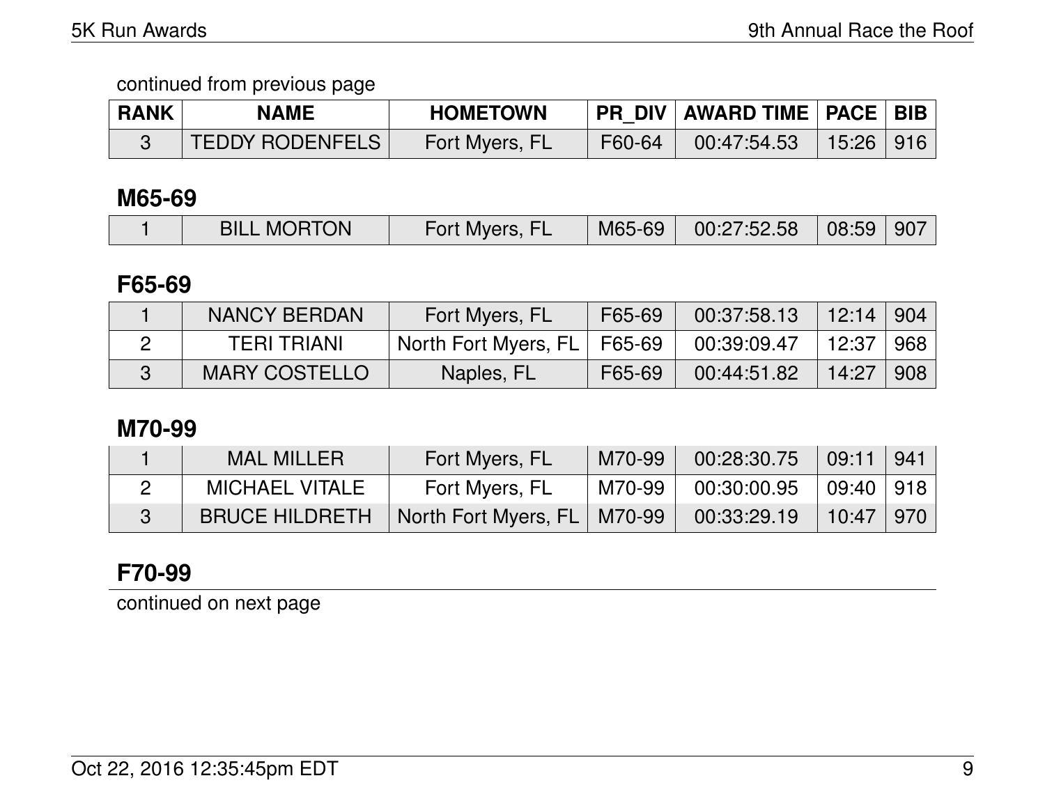continued from previous page

| RANK | NAME | HOMETOWN | PR_DIV | AWARD TIME | PACE | BIB |
|---|---|---|---|---|---|---|
| 3 | TEDDY RODENFELS | Fort Myers, FL | F60-64 | 00:47:54.53 | 15:26 | 916 |

## M65-69

| RANK | NAME | HOMETOWN | PR_DIV | AWARD TIME | PACE | BIB |
|---|---|---|---|---|---|---|
| 1 | BILL MORTON | Fort Myers, FL | M65-69 | 00:27:52.58 | 08:59 | 907 |

## F65-69

| RANK | NAME | HOMETOWN | PR_DIV | AWARD TIME | PACE | BIB |
|---|---|---|---|---|---|---|
| 1 | NANCY BERDAN | Fort Myers, FL | F65-69 | 00:37:58.13 | 12:14 | 904 |
| 2 | TERI TRIANI | North Fort Myers, FL | F65-69 | 00:39:09.47 | 12:37 | 968 |
| 3 | MARY COSTELLO | Naples, FL | F65-69 | 00:44:51.82 | 14:27 | 908 |

## M70-99

| RANK | NAME | HOMETOWN | PR_DIV | AWARD TIME | PACE | BIB |
|---|---|---|---|---|---|---|
| 1 | MAL MILLER | Fort Myers, FL | M70-99 | 00:28:30.75 | 09:11 | 941 |
| 2 | MICHAEL VITALE | Fort Myers, FL | M70-99 | 00:30:00.95 | 09:40 | 918 |
| 3 | BRUCE HILDRETH | North Fort Myers, FL | M70-99 | 00:33:29.19 | 10:47 | 970 |

## F70-99

continued on next page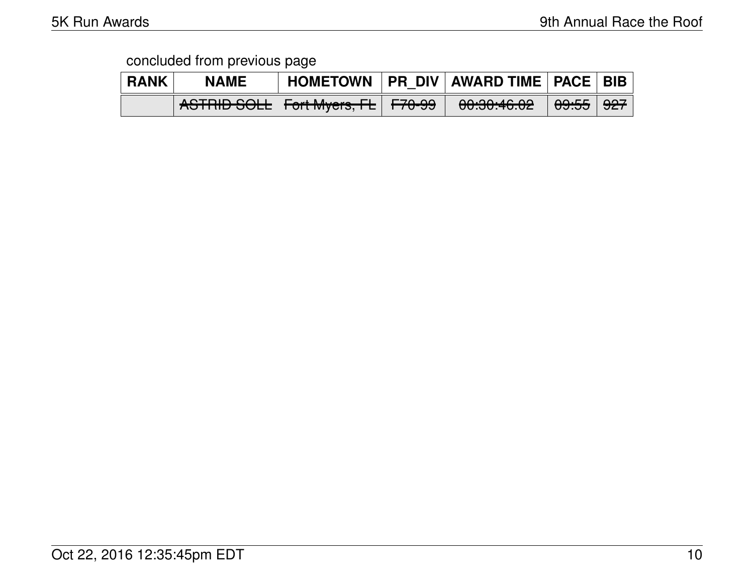concluded from previous page

| RANK | NAME | HOMETOWN | PR_DIV | AWARD TIME | PACE | BIB |
|---|---|---|---|---|---|---|
| | ~~ASTRID SOLL~~ | ~~Fort Myers, FL~~ | ~~F70-99~~ | ~~00:30:46.02~~ | ~~09:55~~ | ~~927~~ |